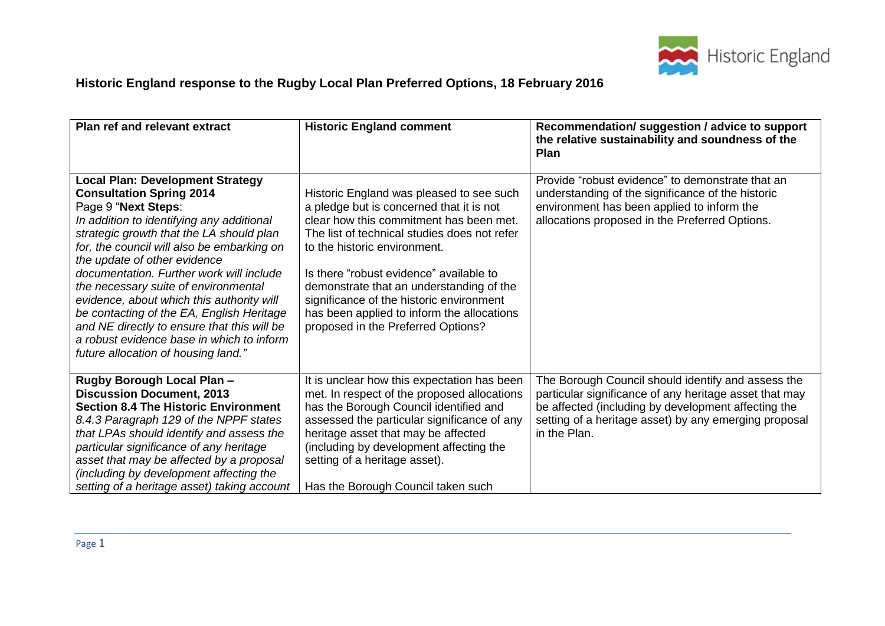## Historic England response to the Rugby Local Plan Preferred Options, 18 February 2016

| Plan ref and relevant extract | Historic England comment | Recommendation/ suggestion / advice to support the relative sustainability and soundness of the Plan |
|---|---|---|
| **Local Plan: Development Strategy Consultation Spring 2014**<br>Page 9 "**Next Steps**:<br>*In addition to identifying any additional strategic growth that the LA should plan for, the council will also be embarking on the update of other evidence documentation. Further work will include the necessary suite of environmental evidence, about which this authority will be contacting of the EA, English Heritage and NE directly to ensure that this will be a robust evidence base in which to inform future allocation of housing land."* | Historic England was pleased to see such a pledge but is concerned that it is not clear how this commitment has been met. The list of technical studies does not refer to the historic environment.<br><br>Is there "robust evidence" available to demonstrate that an understanding of the significance of the historic environment has been applied to inform the allocations proposed in the Preferred Options? | Provide "robust evidence" to demonstrate that an understanding of the significance of the historic environment has been applied to inform the allocations proposed in the Preferred Options. |
| **Rugby Borough Local Plan – Discussion Document, 2013**<br>**Section 8.4 The Historic Environment**<br>*8.4.3 Paragraph 129 of the NPPF states that LPAs should identify and assess the particular significance of any heritage asset that may be affected by a proposal (including by development affecting the setting of a heritage asset) taking account* | It is unclear how this expectation has been met. In respect of the proposed allocations has the Borough Council identified and assessed the particular significance of any heritage asset that may be affected (including by development affecting the setting of a heritage asset).<br><br>Has the Borough Council taken such | The Borough Council should identify and assess the particular significance of any heritage asset that may be affected (including by development affecting the setting of a heritage asset) by any emerging proposal in the Plan. |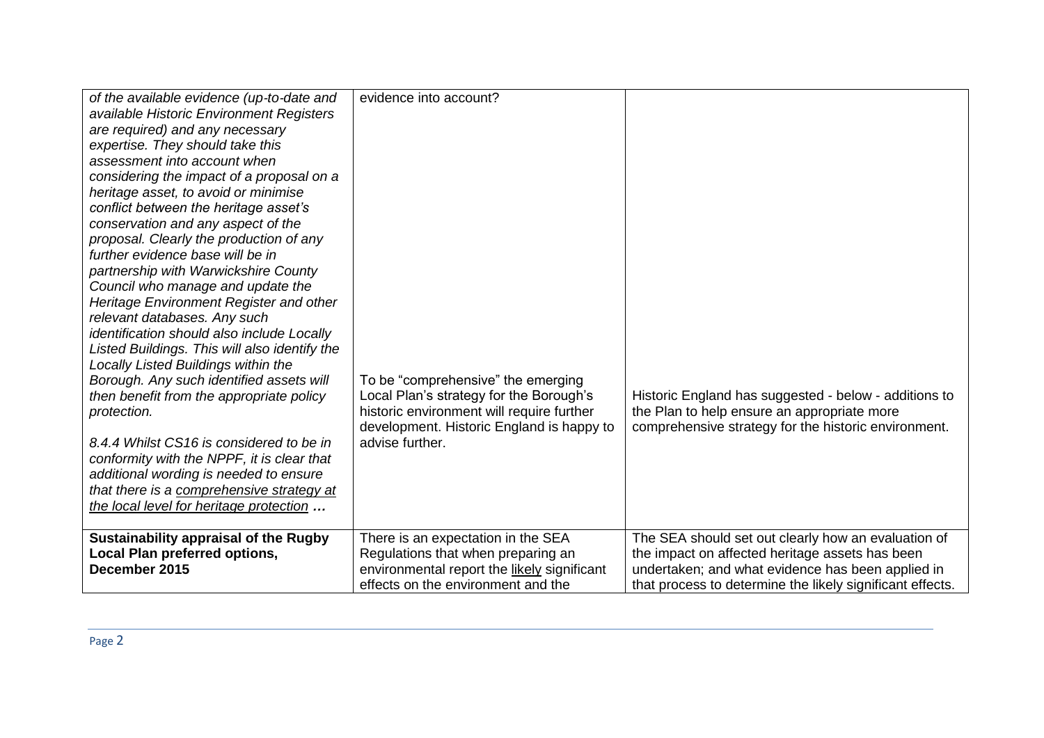| | | |
|---|---|---|
| *of the available evidence (up-to-date and available Historic Environment Registers are required) and any necessary expertise. They should take this assessment into account when considering the impact of a proposal on a heritage asset, to avoid or minimise conflict between the heritage asset's conservation and any aspect of the proposal. Clearly the production of any further evidence base will be in partnership with Warwickshire County Council who manage and update the Heritage Environment Register and other relevant databases. Any such identification should also include Locally Listed Buildings. This will also identify the Locally Listed Buildings within the Borough. Any such identified assets will then benefit from the appropriate policy protection.*<br><br>*8.4.4 Whilst CS16 is considered to be in conformity with the NPPF, it is clear that additional wording is needed to ensure that there is a <u>comprehensive strategy at the local level for heritage protection</u>* ***…*** | evidence into account?<br><br>To be "comprehensive" the emerging Local Plan's strategy for the Borough's historic environment will require further development. Historic England is happy to advise further. | Historic England has suggested - below - additions to the Plan to help ensure an appropriate more comprehensive strategy for the historic environment. |
| **Sustainability appraisal of the Rugby Local Plan preferred options, December 2015** | There is an expectation in the SEA Regulations that when preparing an environmental report the <u>likely</u> significant effects on the environment and the | The SEA should set out clearly how an evaluation of the impact on affected heritage assets has been undertaken; and what evidence has been applied in that process to determine the likely significant effects. |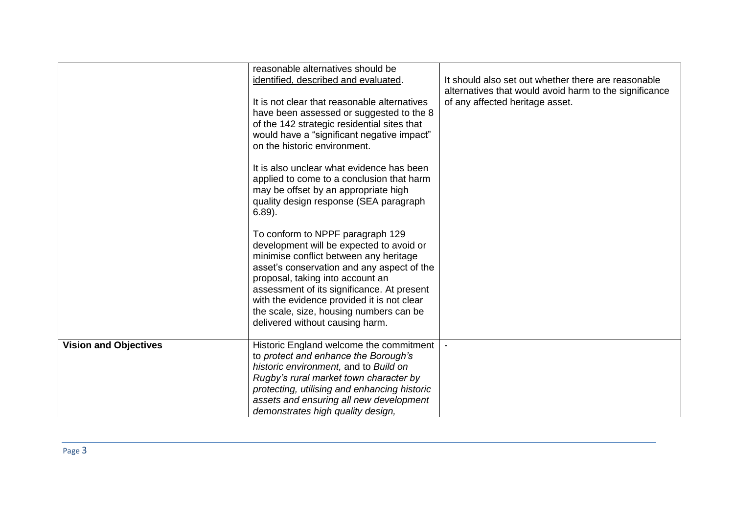| | | |
|---|---|---|
| | reasonable alternatives should be <u>identified, described and evaluated</u>.<br><br>It is not clear that reasonable alternatives have been assessed or suggested to the 8 of the 142 strategic residential sites that would have a "significant negative impact" on the historic environment.<br><br>It is also unclear what evidence has been applied to come to a conclusion that harm may be offset by an appropriate high quality design response (SEA paragraph 6.89).<br><br>To conform to NPPF paragraph 129 development will be expected to avoid or minimise conflict between any heritage asset's conservation and any aspect of the proposal, taking into account an assessment of its significance. At present with the evidence provided it is not clear the scale, size, housing numbers can be delivered without causing harm. | It should also set out whether there are reasonable alternatives that would avoid harm to the significance of any affected heritage asset. |
| **Vision and Objectives** | Historic England welcome the commitment to *protect and enhance the Borough's historic environment,* and to *Build on Rugby's rural market town character by protecting, utilising and enhancing historic assets and ensuring all new development demonstrates high quality design,* | - |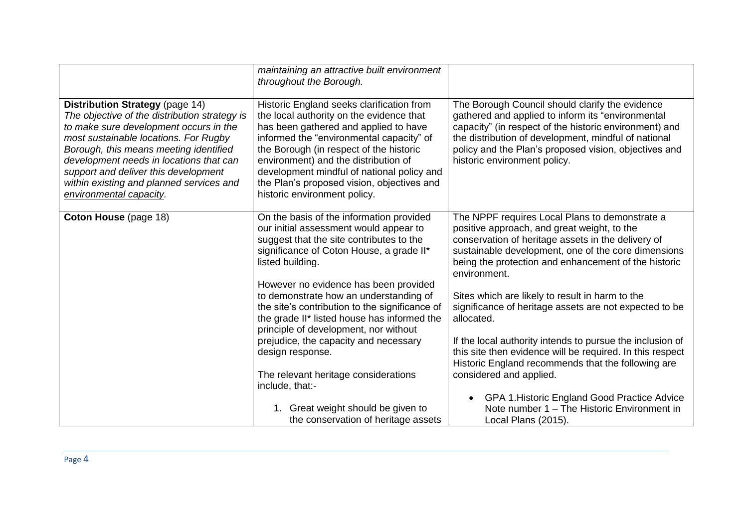| | | |
|---|---|---|
| | *maintaining an attractive built environment throughout the Borough.* | |
| **Distribution Strategy** (page 14) *The objective of the distribution strategy is to make sure development occurs in the most sustainable locations. For Rugby Borough, this means meeting identified development needs in locations that can support and deliver this development within existing and planned services and <u>environmental capacity</u>.* | Historic England seeks clarification from the local authority on the evidence that has been gathered and applied to have informed the "environmental capacity" of the Borough (in respect of the historic environment) and the distribution of development mindful of national policy and the Plan's proposed vision, objectives and historic environment policy. | The Borough Council should clarify the evidence gathered and applied to inform its "environmental capacity" (in respect of the historic environment) and the distribution of development, mindful of national policy and the Plan's proposed vision, objectives and historic environment policy. |
| **Coton House** (page 18) | On the basis of the information provided our initial assessment would appear to suggest that the site contributes to the significance of Coton House, a grade II* listed building.<br><br>However no evidence has been provided to demonstrate how an understanding of the site's contribution to the significance of the grade II* listed house has informed the principle of development, nor without prejudice, the capacity and necessary design response.<br><br>The relevant heritage considerations include, that:-<br><br>1. Great weight should be given to the conservation of heritage assets | The NPPF requires Local Plans to demonstrate a positive approach, and great weight, to the conservation of heritage assets in the delivery of sustainable development, one of the core dimensions being the protection and enhancement of the historic environment.<br><br>Sites which are likely to result in harm to the significance of heritage assets are not expected to be allocated.<br><br>If the local authority intends to pursue the inclusion of this site then evidence will be required. In this respect Historic England recommends that the following are considered and applied.<br><br>• GPA 1.Historic England Good Practice Advice Note number 1 – The Historic Environment in Local Plans (2015). |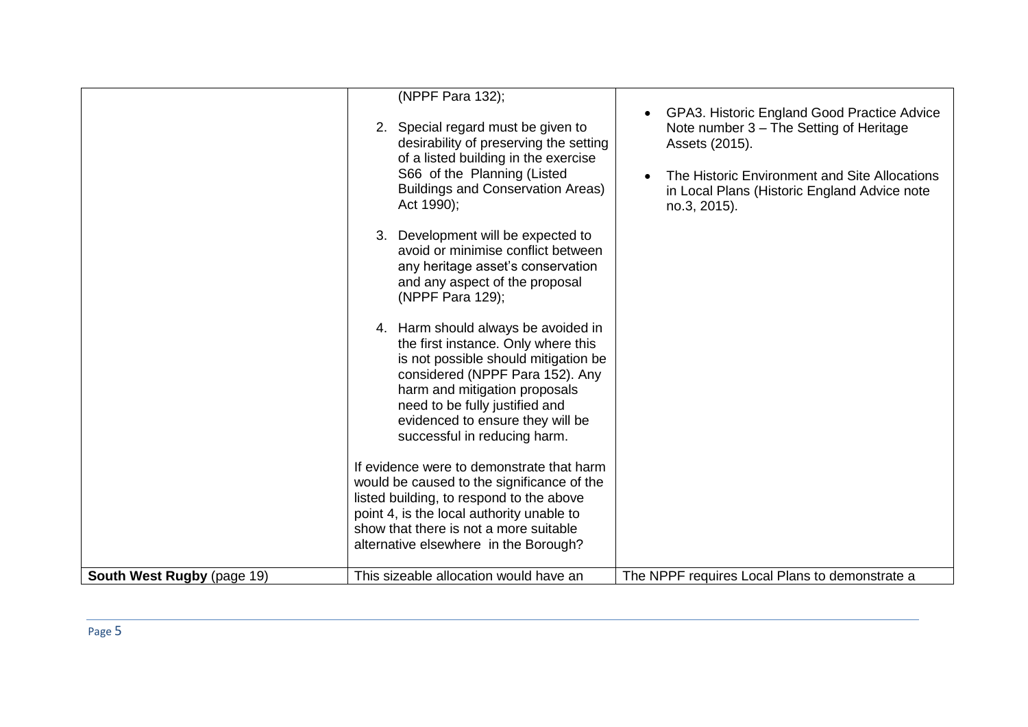| | | |
|---|---|---|
| | (NPPF Para 132);<br><br>2. Special regard must be given to desirability of preserving the setting of a listed building in the exercise S66 of the Planning (Listed Buildings and Conservation Areas) Act 1990);<br><br>3. Development will be expected to avoid or minimise conflict between any heritage asset's conservation and any aspect of the proposal (NPPF Para 129);<br><br>4. Harm should always be avoided in the first instance. Only where this is not possible should mitigation be considered (NPPF Para 152). Any harm and mitigation proposals need to be fully justified and evidenced to ensure they will be successful in reducing harm.<br><br>If evidence were to demonstrate that harm would be caused to the significance of the listed building, to respond to the above point 4, is the local authority unable to show that there is not a more suitable alternative elsewhere in the Borough? | • GPA3. Historic England Good Practice Advice Note number 3 – The Setting of Heritage Assets (2015).<br><br>• The Historic Environment and Site Allocations in Local Plans (Historic England Advice note no.3, 2015). |
| **South West Rugby** (page 19) | This sizeable allocation would have an | The NPPF requires Local Plans to demonstrate a |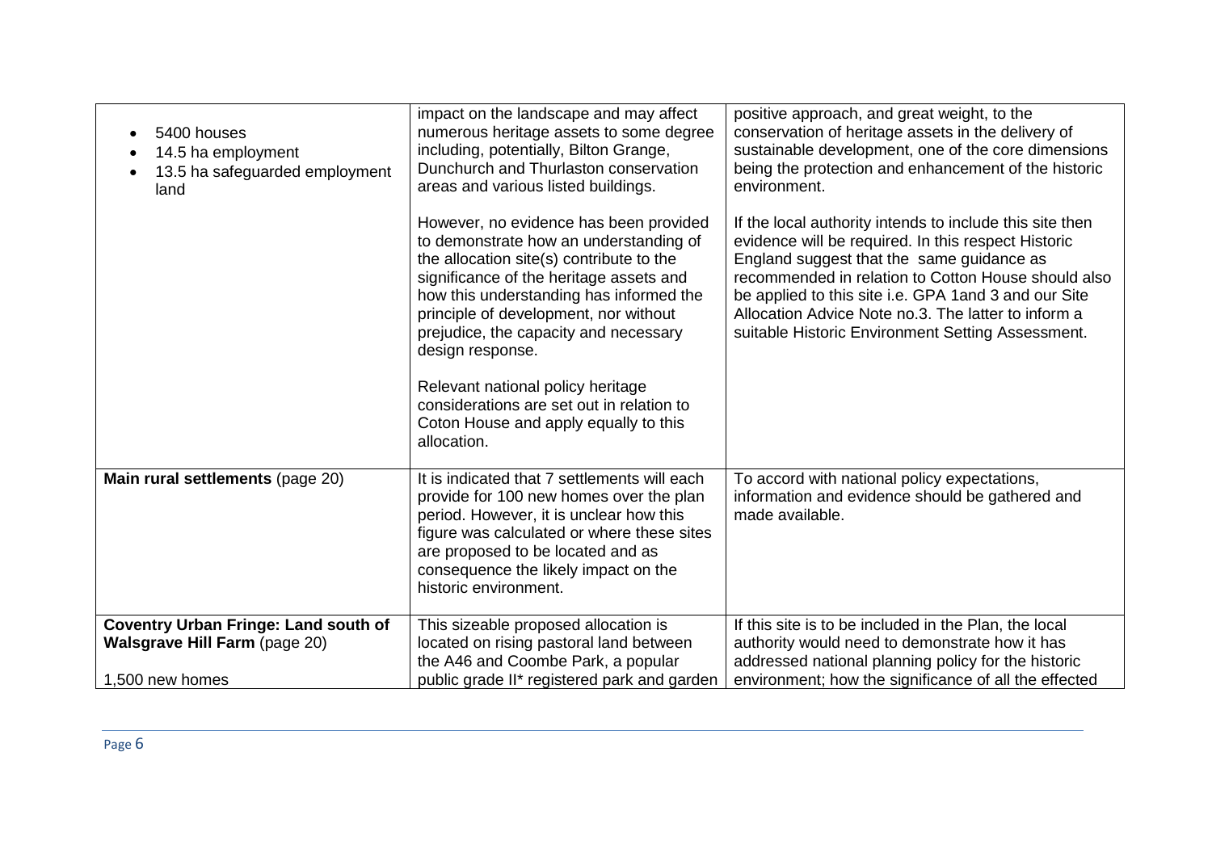| | | |
|---|---|---|
| • 5400 houses<br>• 14.5 ha employment<br>• 13.5 ha safeguarded employment land | impact on the landscape and may affect numerous heritage assets to some degree including, potentially, Bilton Grange, Dunchurch and Thurlaston conservation areas and various listed buildings.<br><br>However, no evidence has been provided to demonstrate how an understanding of the allocation site(s) contribute to the significance of the heritage assets and how this understanding has informed the principle of development, nor without prejudice, the capacity and necessary design response.<br><br>Relevant national policy heritage considerations are set out in relation to Coton House and apply equally to this allocation. | positive approach, and great weight, to the conservation of heritage assets in the delivery of sustainable development, one of the core dimensions being the protection and enhancement of the historic environment.<br><br>If the local authority intends to include this site then evidence will be required. In this respect Historic England suggest that the same guidance as recommended in relation to Cotton House should also be applied to this site i.e. GPA 1and 3 and our Site Allocation Advice Note no.3. The latter to inform a suitable Historic Environment Setting Assessment. |
| **Main rural settlements** (page 20) | It is indicated that 7 settlements will each provide for 100 new homes over the plan period. However, it is unclear how this figure was calculated or where these sites are proposed to be located and as consequence the likely impact on the historic environment. | To accord with national policy expectations, information and evidence should be gathered and made available. |
| **Coventry Urban Fringe: Land south of Walsgrave Hill Farm** (page 20)<br><br>1,500 new homes | This sizeable proposed allocation is located on rising pastoral land between the A46 and Coombe Park, a popular public grade II* registered park and garden | If this site is to be included in the Plan, the local authority would need to demonstrate how it has addressed national planning policy for the historic environment; how the significance of all the effected |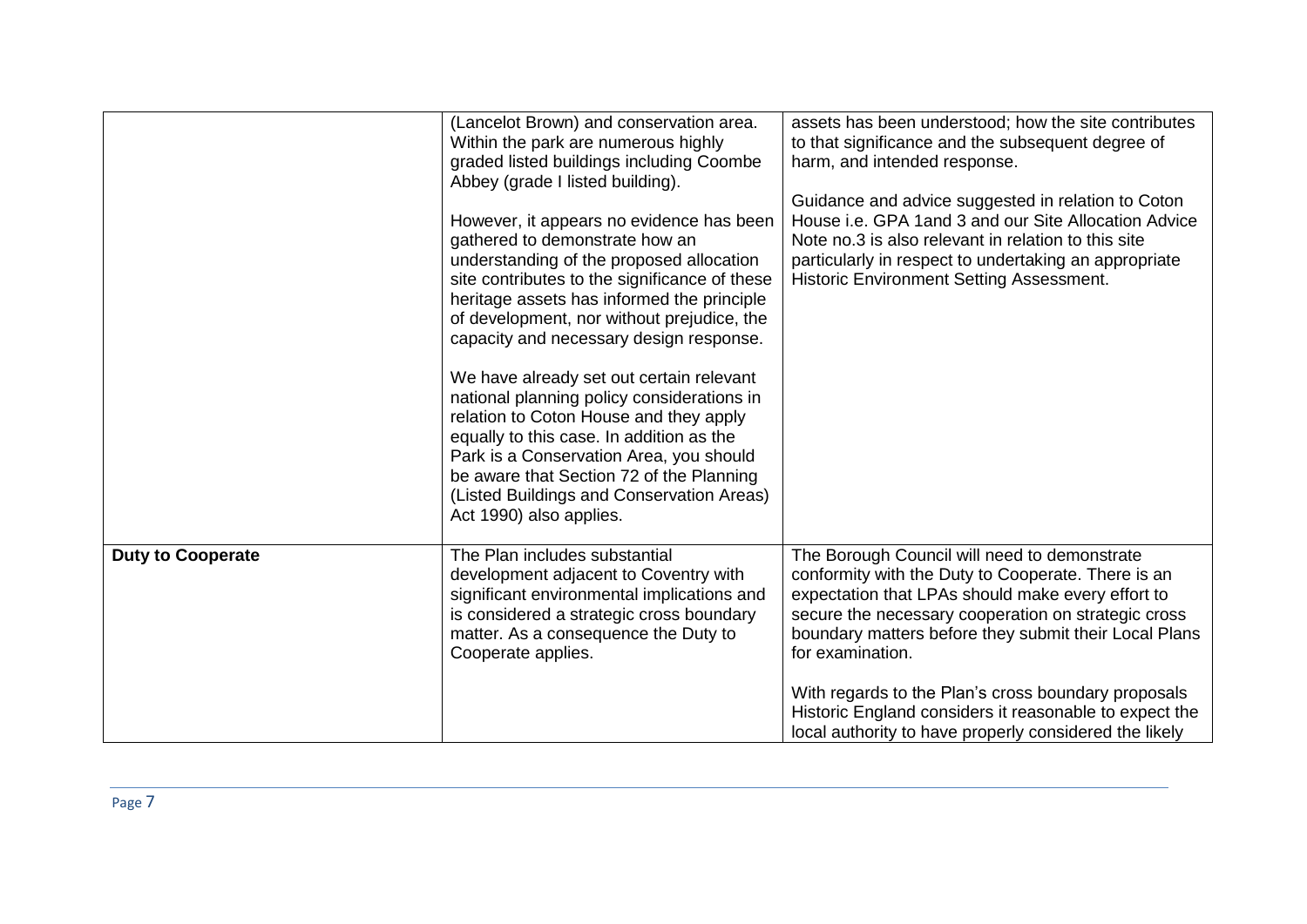| | | |
|---|---|---|
| | (Lancelot Brown) and conservation area. Within the park are numerous highly graded listed buildings including Coombe Abbey (grade I listed building).<br><br>However, it appears no evidence has been gathered to demonstrate how an understanding of the proposed allocation site contributes to the significance of these heritage assets has informed the principle of development, nor without prejudice, the capacity and necessary design response.<br><br>We have already set out certain relevant national planning policy considerations in relation to Coton House and they apply equally to this case. In addition as the Park is a Conservation Area, you should be aware that Section 72 of the Planning (Listed Buildings and Conservation Areas) Act 1990) also applies. | assets has been understood; how the site contributes to that significance and the subsequent degree of harm, and intended response.<br><br>Guidance and advice suggested in relation to Coton House i.e. GPA 1and 3 and our Site Allocation Advice Note no.3 is also relevant in relation to this site particularly in respect to undertaking an appropriate Historic Environment Setting Assessment. |
| **Duty to Cooperate** | The Plan includes substantial development adjacent to Coventry with significant environmental implications and is considered a strategic cross boundary matter. As a consequence the Duty to Cooperate applies. | The Borough Council will need to demonstrate conformity with the Duty to Cooperate. There is an expectation that LPAs should make every effort to secure the necessary cooperation on strategic cross boundary matters before they submit their Local Plans for examination.<br><br>With regards to the Plan's cross boundary proposals Historic England considers it reasonable to expect the local authority to have properly considered the likely |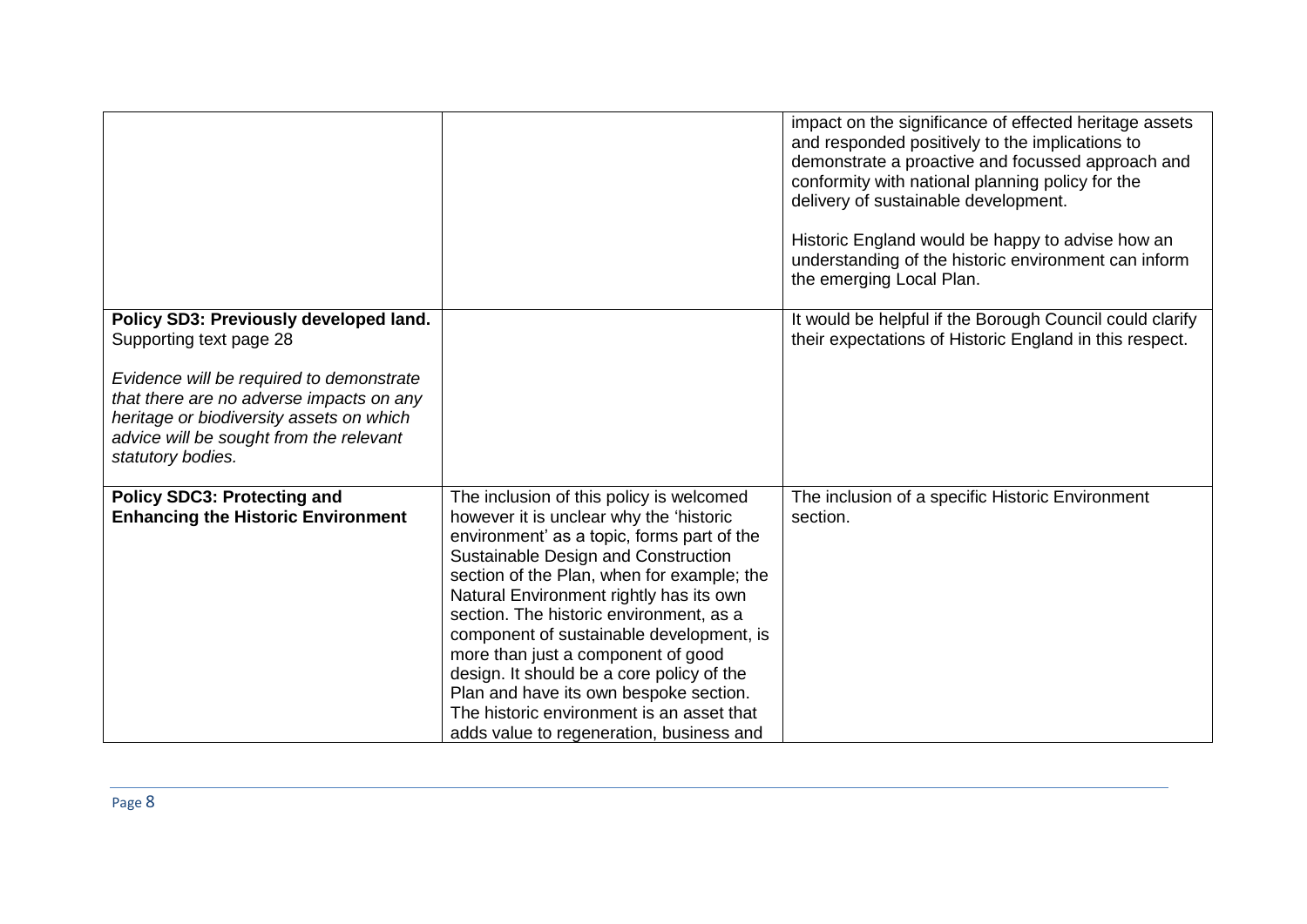| | | |
|---|---|---|
| | | impact on the significance of effected heritage assets and responded positively to the implications to demonstrate a proactive and focussed approach and conformity with national planning policy for the delivery of sustainable development.<br><br>Historic England would be happy to advise how an understanding of the historic environment can inform the emerging Local Plan. |
| **Policy SD3: Previously developed land.** Supporting text page 28<br><br>*Evidence will be required to demonstrate that there are no adverse impacts on any heritage or biodiversity assets on which advice will be sought from the relevant statutory bodies.* | | It would be helpful if the Borough Council could clarify their expectations of Historic England in this respect. |
| **Policy SDC3: Protecting and Enhancing the Historic Environment** | The inclusion of this policy is welcomed however it is unclear why the 'historic environment' as a topic, forms part of the Sustainable Design and Construction section of the Plan, when for example; the Natural Environment rightly has its own section. The historic environment, as a component of sustainable development, is more than just a component of good design. It should be a core policy of the Plan and have its own bespoke section. The historic environment is an asset that adds value to regeneration, business and | The inclusion of a specific Historic Environment section. |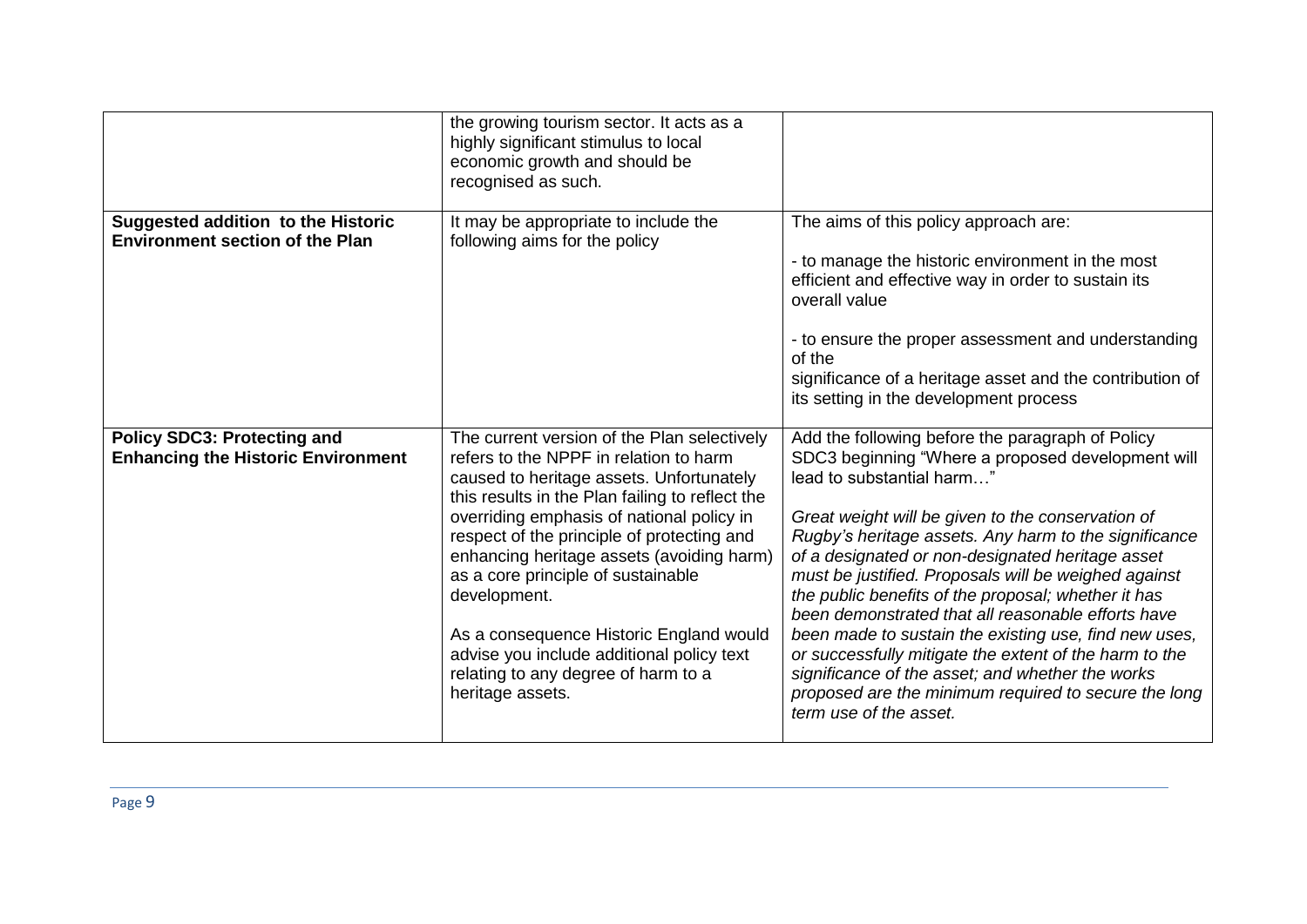| | | |
|---|---|---|
| | the growing tourism sector. It acts as a highly significant stimulus to local economic growth and should be recognised as such. | |
| **Suggested addition to the Historic Environment section of the Plan** | It may be appropriate to include the following aims for the policy | The aims of this policy approach are:<br><br>- to manage the historic environment in the most efficient and effective way in order to sustain its overall value<br><br>- to ensure the proper assessment and understanding of the significance of a heritage asset and the contribution of its setting in the development process |
| **Policy SDC3: Protecting and Enhancing the Historic Environment** | The current version of the Plan selectively refers to the NPPF in relation to harm caused to heritage assets. Unfortunately this results in the Plan failing to reflect the overriding emphasis of national policy in respect of the principle of protecting and enhancing heritage assets (avoiding harm) as a core principle of sustainable development.<br><br>As a consequence Historic England would advise you include additional policy text relating to any degree of harm to a heritage assets. | Add the following before the paragraph of Policy SDC3 beginning "Where a proposed development will lead to substantial harm…"<br><br>*Great weight will be given to the conservation of Rugby's heritage assets. Any harm to the significance of a designated or non-designated heritage asset must be justified. Proposals will be weighed against the public benefits of the proposal; whether it has been demonstrated that all reasonable efforts have been made to sustain the existing use, find new uses, or successfully mitigate the extent of the harm to the significance of the asset; and whether the works proposed are the minimum required to secure the long term use of the asset.* |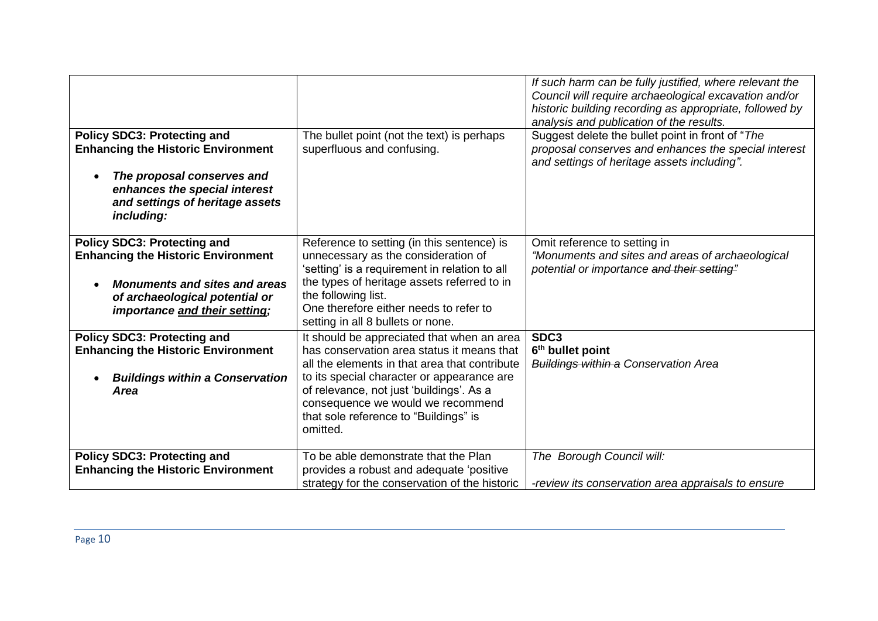| | | |
|---|---|---|
| | | *If such harm can be fully justified, where relevant the Council will require archaeological excavation and/or historic building recording as appropriate, followed by analysis and publication of the results.* |
| **Policy SDC3: Protecting and Enhancing the Historic Environment**<br><br>• ***The proposal conserves and enhances the special interest and settings of heritage assets including:*** | The bullet point (not the text) is perhaps superfluous and confusing. | Suggest delete the bullet point in front of "*The proposal conserves and enhances the special interest and settings of heritage assets including".* |
| **Policy SDC3: Protecting and Enhancing the Historic Environment**<br><br>• ***Monuments and sites and areas of archaeological potential or importance <u>and their setting</u>;*** | Reference to setting (in this sentence) is unnecessary as the consideration of 'setting' is a requirement in relation to all the types of heritage assets referred to in the following list.<br>One therefore either needs to refer to setting in all 8 bullets or none. | Omit reference to setting in<br>*"Monuments and sites and areas of archaeological potential or importance ~~and their setting~~"* |
| **Policy SDC3: Protecting and Enhancing the Historic Environment**<br><br>• ***Buildings within a Conservation Area*** | It should be appreciated that when an area has conservation area status it means that all the elements in that area that contribute to its special character or appearance are of relevance, not just 'buildings'. As a consequence we would we recommend that sole reference to "Buildings" is omitted. | **SDC3**<br>**6th bullet point**<br>*~~Buildings within a~~ Conservation Area* |
| **Policy SDC3: Protecting and Enhancing the Historic Environment** | To be able demonstrate that the Plan provides a robust and adequate 'positive strategy for the conservation of the historic | *The Borough Council will:*<br><br>*-review its conservation area appraisals to ensure* |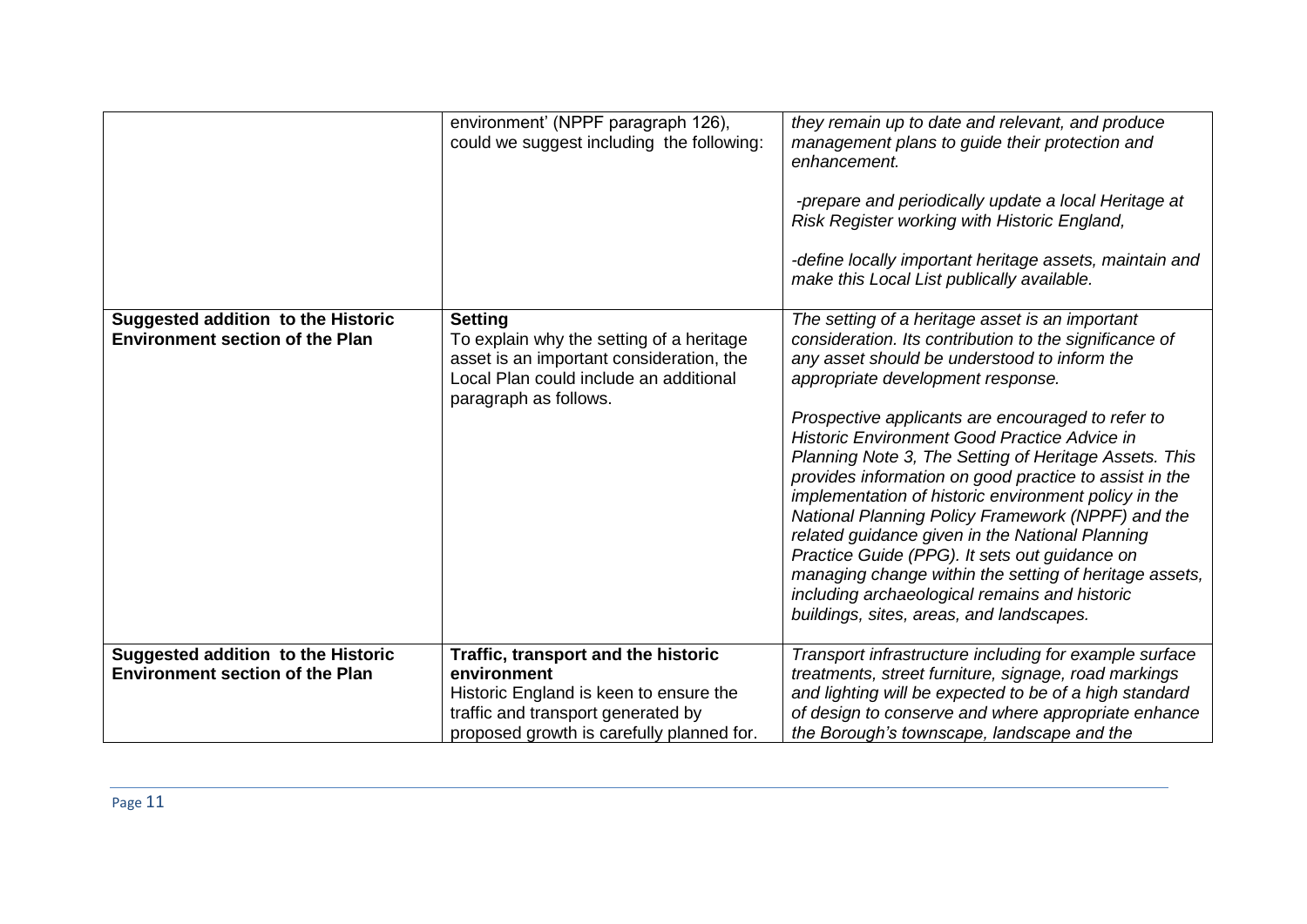| | | |
|---|---|---|
| | environment' (NPPF paragraph 126), could we suggest including the following: | *they remain up to date and relevant, and produce management plans to guide their protection and enhancement.*<br><br>*-prepare and periodically update a local Heritage at Risk Register working with Historic England,*<br><br>*-define locally important heritage assets, maintain and make this Local List publically available.* |
| **Suggested addition to the Historic Environment section of the Plan** | **Setting**<br>To explain why the setting of a heritage asset is an important consideration, the Local Plan could include an additional paragraph as follows. | *The setting of a heritage asset is an important consideration. Its contribution to the significance of any asset should be understood to inform the appropriate development response.*<br><br>*Prospective applicants are encouraged to refer to Historic Environment Good Practice Advice in Planning Note 3, The Setting of Heritage Assets. This provides information on good practice to assist in the implementation of historic environment policy in the National Planning Policy Framework (NPPF) and the related guidance given in the National Planning Practice Guide (PPG). It sets out guidance on managing change within the setting of heritage assets, including archaeological remains and historic buildings, sites, areas, and landscapes.* |
| **Suggested addition to the Historic Environment section of the Plan** | **Traffic, transport and the historic environment**<br>Historic England is keen to ensure the traffic and transport generated by proposed growth is carefully planned for. | *Transport infrastructure including for example surface treatments, street furniture, signage, road markings and lighting will be expected to be of a high standard of design to conserve and where appropriate enhance the Borough's townscape, landscape and the* |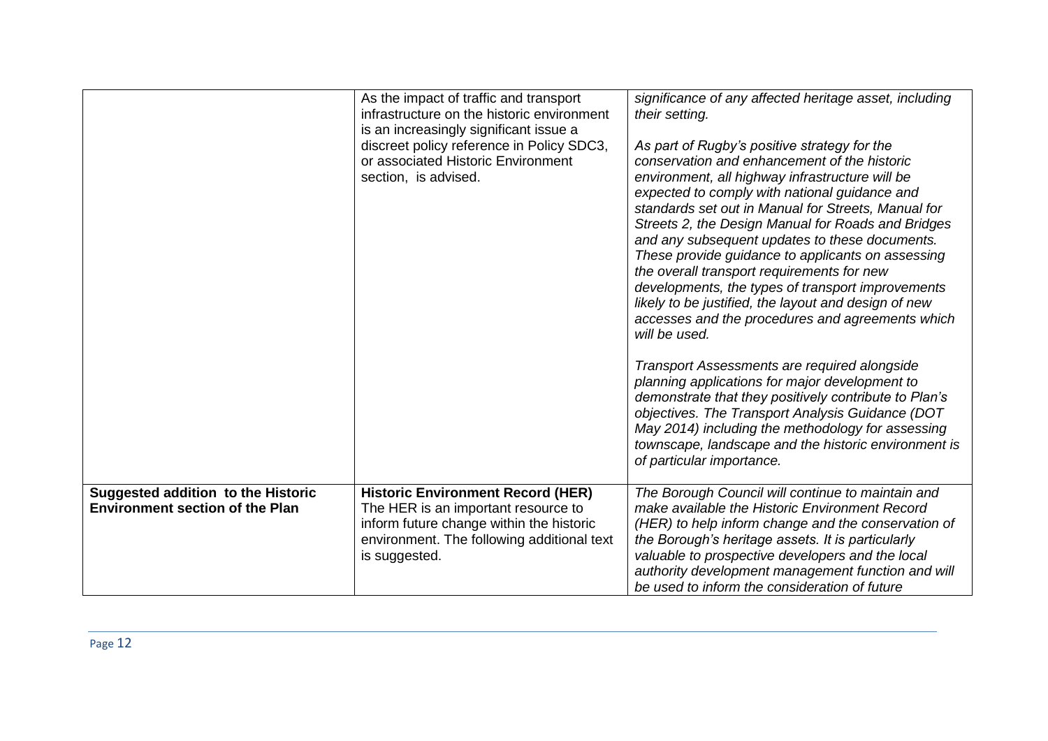| | | |
|---|---|---|
| | As the impact of traffic and transport infrastructure on the historic environment is an increasingly significant issue a discreet policy reference in Policy SDC3, or associated Historic Environment section, is advised. | *significance of any affected heritage asset, including their setting.*<br><br>*As part of Rugby's positive strategy for the conservation and enhancement of the historic environment, all highway infrastructure will be expected to comply with national guidance and standards set out in Manual for Streets, Manual for Streets 2, the Design Manual for Roads and Bridges and any subsequent updates to these documents. These provide guidance to applicants on assessing the overall transport requirements for new developments, the types of transport improvements likely to be justified, the layout and design of new accesses and the procedures and agreements which will be used.*<br><br>*Transport Assessments are required alongside planning applications for major development to demonstrate that they positively contribute to Plan's objectives. The Transport Analysis Guidance (DOT May 2014) including the methodology for assessing townscape, landscape and the historic environment is of particular importance.* |
| **Suggested addition to the Historic Environment section of the Plan** | **Historic Environment Record (HER)**<br>The HER is an important resource to inform future change within the historic environment. The following additional text is suggested. | *The Borough Council will continue to maintain and make available the Historic Environment Record (HER) to help inform change and the conservation of the Borough's heritage assets. It is particularly valuable to prospective developers and the local authority development management function and will be used to inform the consideration of future* |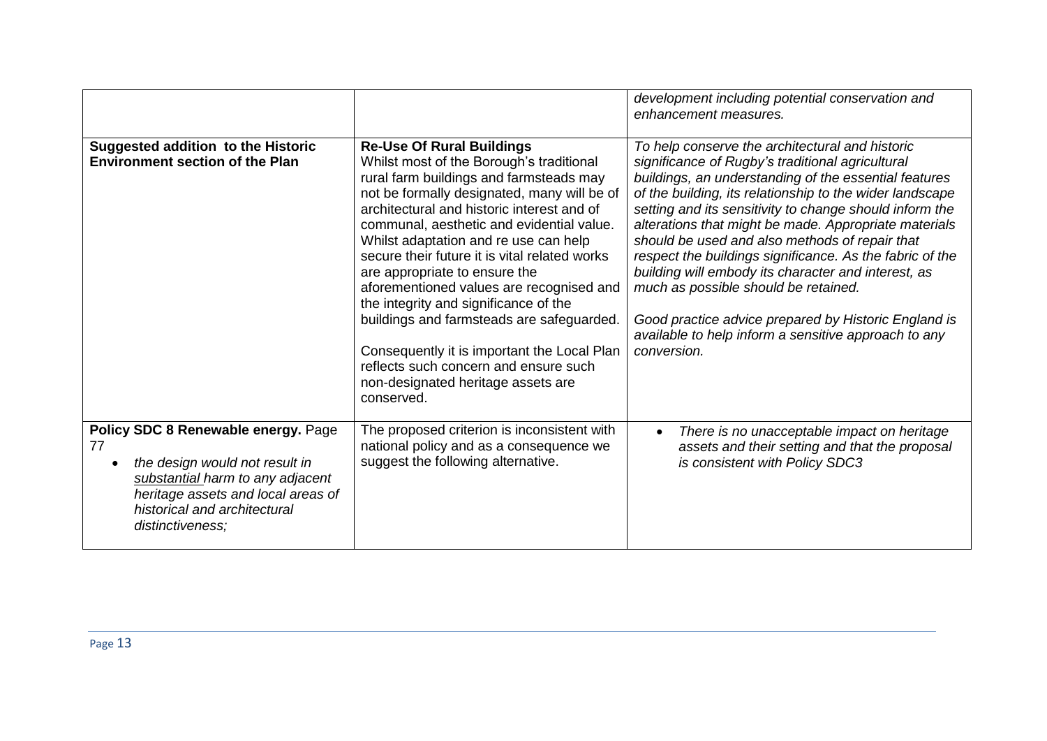| | | |
|---|---|---|
| | | *development including potential conservation and enhancement measures.* |
| **Suggested addition to the Historic Environment section of the Plan** | **Re-Use Of Rural Buildings**<br>Whilst most of the Borough's traditional rural farm buildings and farmsteads may not be formally designated, many will be of architectural and historic interest and of communal, aesthetic and evidential value. Whilst adaptation and re use can help secure their future it is vital related works are appropriate to ensure the aforementioned values are recognised and the integrity and significance of the buildings and farmsteads are safeguarded.<br><br>Consequently it is important the Local Plan reflects such concern and ensure such non-designated heritage assets are conserved. | *To help conserve the architectural and historic significance of Rugby's traditional agricultural buildings, an understanding of the essential features of the building, its relationship to the wider landscape setting and its sensitivity to change should inform the alterations that might be made. Appropriate materials should be used and also methods of repair that respect the buildings significance. As the fabric of the building will embody its character and interest, as much as possible should be retained.*<br><br>*Good practice advice prepared by Historic England is available to help inform a sensitive approach to any conversion.* |
| **Policy SDC 8 Renewable energy.** Page 77<br>• *the design would not result in <u>substantial</u> harm to any adjacent heritage assets and local areas of historical and architectural distinctiveness;* | The proposed criterion is inconsistent with national policy and as a consequence we suggest the following alternative. | • *There is no unacceptable impact on heritage assets and their setting and that the proposal is consistent with Policy SDC3* |